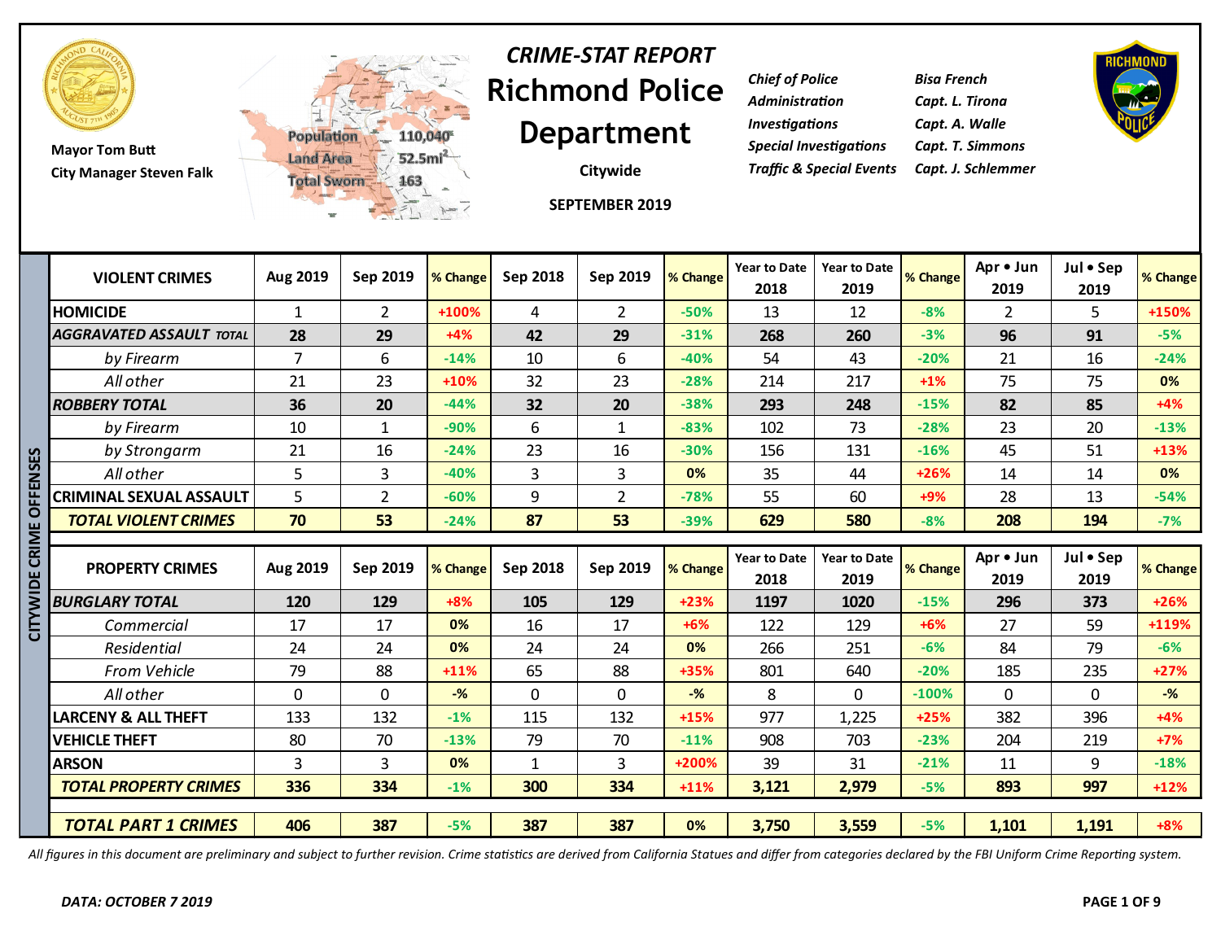# CRIME-STAT REPORT

# Richmond Police Department

Mayor Tom Butt
City Manager Steven Falk

Population 110,040
Land Area 52.5mi²
Total Sworn 163

**Citywide**

**SEPTEMBER 2019**

| | |
|---|---|
| *Chief of Police* | *Bisa French* |
| *Administration* | *Capt. L. Tirona* |
| *Investigations* | *Capt. A. Walle* |
| *Special Investigations* | *Capt. T. Simmons* |
| *Traffic & Special Events* | *Capt. J. Schlemmer* |

## CITYWIDE CRIME OFFENSES

| VIOLENT CRIMES | Aug 2019 | Sep 2019 | % Change | Sep 2018 | Sep 2019 | % Change | Year to Date 2018 | Year to Date 2019 | % Change | Apr • Jun 2019 | Jul • Sep 2019 | % Change |
|---|---|---|---|---|---|---|---|---|---|---|---|---|
| HOMICIDE | 1 | 2 | +100% | 4 | 2 | -50% | 13 | 12 | -8% | 2 | 5 | +150% |
| ***AGGRAVATED ASSAULT TOTAL*** | **28** | **29** | +4% | **42** | **29** | -31% | **268** | **260** | -3% | **96** | **91** | -5% |
| *by Firearm* | 7 | 6 | -14% | 10 | 6 | -40% | 54 | 43 | -20% | 21 | 16 | -24% |
| *All other* | 21 | 23 | +10% | 32 | 23 | -28% | 214 | 217 | +1% | 75 | 75 | 0% |
| ***ROBBERY TOTAL*** | **36** | **20** | -44% | **32** | **20** | -38% | **293** | **248** | -15% | **82** | **85** | +4% |
| *by Firearm* | 10 | 1 | -90% | 6 | 1 | -83% | 102 | 73 | -28% | 23 | 20 | -13% |
| *by Strongarm* | 21 | 16 | -24% | 23 | 16 | -30% | 156 | 131 | -16% | 45 | 51 | +13% |
| *All other* | 5 | 3 | -40% | 3 | 3 | 0% | 35 | 44 | +26% | 14 | 14 | 0% |
| CRIMINAL SEXUAL ASSAULT | 5 | 2 | -60% | 9 | 2 | -78% | 55 | 60 | +9% | 28 | 13 | -54% |
| ***TOTAL VIOLENT CRIMES*** | **70** | **53** | -24% | **87** | **53** | -39% | **629** | **580** | -8% | **208** | **194** | -7% |

| PROPERTY CRIMES | Aug 2019 | Sep 2019 | % Change | Sep 2018 | Sep 2019 | % Change | Year to Date 2018 | Year to Date 2019 | % Change | Apr • Jun 2019 | Jul • Sep 2019 | % Change |
|---|---|---|---|---|---|---|---|---|---|---|---|---|
| ***BURGLARY TOTAL*** | **120** | **129** | +8% | **105** | **129** | +23% | **1197** | **1020** | -15% | **296** | **373** | +26% |
| *Commercial* | 17 | 17 | 0% | 16 | 17 | +6% | 122 | 129 | +6% | 27 | 59 | +119% |
| *Residential* | 24 | 24 | 0% | 24 | 24 | 0% | 266 | 251 | -6% | 84 | 79 | -6% |
| *From Vehicle* | 79 | 88 | +11% | 65 | 88 | +35% | 801 | 640 | -20% | 185 | 235 | +27% |
| *All other* | 0 | 0 | -% | 0 | 0 | -% | 8 | 0 | -100% | 0 | 0 | -% |
| LARCENY & ALL THEFT | 133 | 132 | -1% | 115 | 132 | +15% | 977 | 1,225 | +25% | 382 | 396 | +4% |
| VEHICLE THEFT | 80 | 70 | -13% | 79 | 70 | -11% | 908 | 703 | -23% | 204 | 219 | +7% |
| ARSON | 3 | 3 | 0% | 1 | 3 | +200% | 39 | 31 | -21% | 11 | 9 | -18% |
| ***TOTAL PROPERTY CRIMES*** | **336** | **334** | -1% | **300** | **334** | +11% | **3,121** | **2,979** | -5% | **893** | **997** | +12% |
| ***TOTAL PART 1 CRIMES*** | **406** | **387** | -5% | **387** | **387** | 0% | **3,750** | **3,559** | -5% | **1,101** | **1,191** | +8% |

*All figures in this document are preliminary and subject to further revision. Crime statistics are derived from California Statues and differ from categories declared by the FBI Uniform Crime Reporting system.*

***DATA: OCTOBER 7 2019***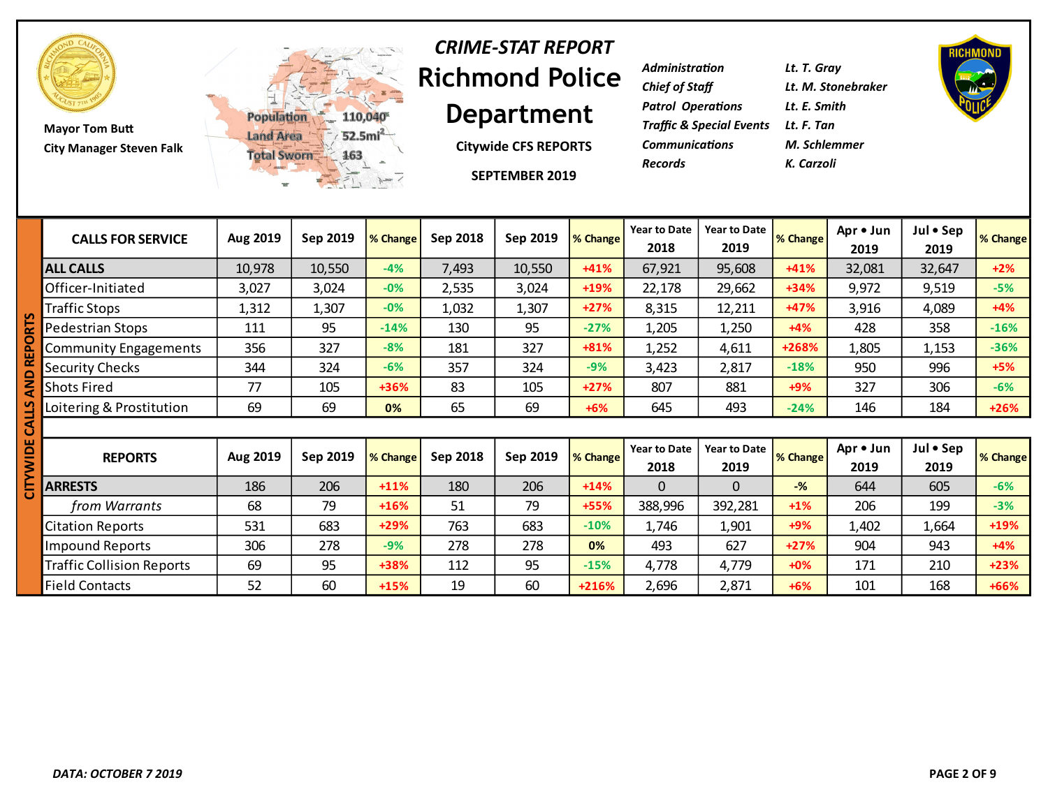Mayor Tom Butt
City Manager Steven Falk

Population 110,040
Land Area 52.5mi²
Total Sworn 163

# *CRIME-STAT REPORT*
# Richmond Police Department

**Citywide CFS REPORTS**

**SEPTEMBER 2019**

| | |
|---|---|
| *Administration* | *Lt. T. Gray* |
| *Chief of Staff* | *Lt. M. Stonebraker* |
| *Patrol Operations* | *Lt. E. Smith* |
| *Traffic & Special Events* | *Lt. F. Tan* |
| *Communications* | *M. Schlemmer* |
| *Records* | *K. Carzoli* |

## CITYWIDE CALLS AND REPORTS

| CALLS FOR SERVICE | Aug 2019 | Sep 2019 | % Change | Sep 2018 | Sep 2019 | % Change | Year to Date 2018 | Year to Date 2019 | % Change | Apr • Jun 2019 | Jul • Sep 2019 | % Change |
|---|---|---|---|---|---|---|---|---|---|---|---|---|
| **ALL CALLS** | 10,978 | 10,550 | -4% | 7,493 | 10,550 | +41% | 67,921 | 95,608 | +41% | 32,081 | 32,647 | +2% |
| Officer-Initiated | 3,027 | 3,024 | -0% | 2,535 | 3,024 | +19% | 22,178 | 29,662 | +34% | 9,972 | 9,519 | -5% |
| Traffic Stops | 1,312 | 1,307 | -0% | 1,032 | 1,307 | +27% | 8,315 | 12,211 | +47% | 3,916 | 4,089 | +4% |
| Pedestrian Stops | 111 | 95 | -14% | 130 | 95 | -27% | 1,205 | 1,250 | +4% | 428 | 358 | -16% |
| Community Engagements | 356 | 327 | -8% | 181 | 327 | +81% | 1,252 | 4,611 | +268% | 1,805 | 1,153 | -36% |
| Security Checks | 344 | 324 | -6% | 357 | 324 | -9% | 3,423 | 2,817 | -18% | 950 | 996 | +5% |
| Shots Fired | 77 | 105 | +36% | 83 | 105 | +27% | 807 | 881 | +9% | 327 | 306 | -6% |
| Loitering & Prostitution | 69 | 69 | 0% | 65 | 69 | +6% | 645 | 493 | -24% | 146 | 184 | +26% |

| REPORTS | Aug 2019 | Sep 2019 | % Change | Sep 2018 | Sep 2019 | % Change | Year to Date 2018 | Year to Date 2019 | % Change | Apr • Jun 2019 | Jul • Sep 2019 | % Change |
|---|---|---|---|---|---|---|---|---|---|---|---|---|
| **ARRESTS** | 186 | 206 | +11% | 180 | 206 | +14% | 0 | 0 | -% | 644 | 605 | -6% |
| *from Warrants* | 68 | 79 | +16% | 51 | 79 | +55% | 388,996 | 392,281 | +1% | 206 | 199 | -3% |
| Citation Reports | 531 | 683 | +29% | 763 | 683 | -10% | 1,746 | 1,901 | +9% | 1,402 | 1,664 | +19% |
| Impound Reports | 306 | 278 | -9% | 278 | 278 | 0% | 493 | 627 | +27% | 904 | 943 | +4% |
| Traffic Collision Reports | 69 | 95 | +38% | 112 | 95 | -15% | 4,778 | 4,779 | +0% | 171 | 210 | +23% |
| Field Contacts | 52 | 60 | +15% | 19 | 60 | +216% | 2,696 | 2,871 | +6% | 101 | 168 | +66% |

*DATA: OCTOBER 7 2019*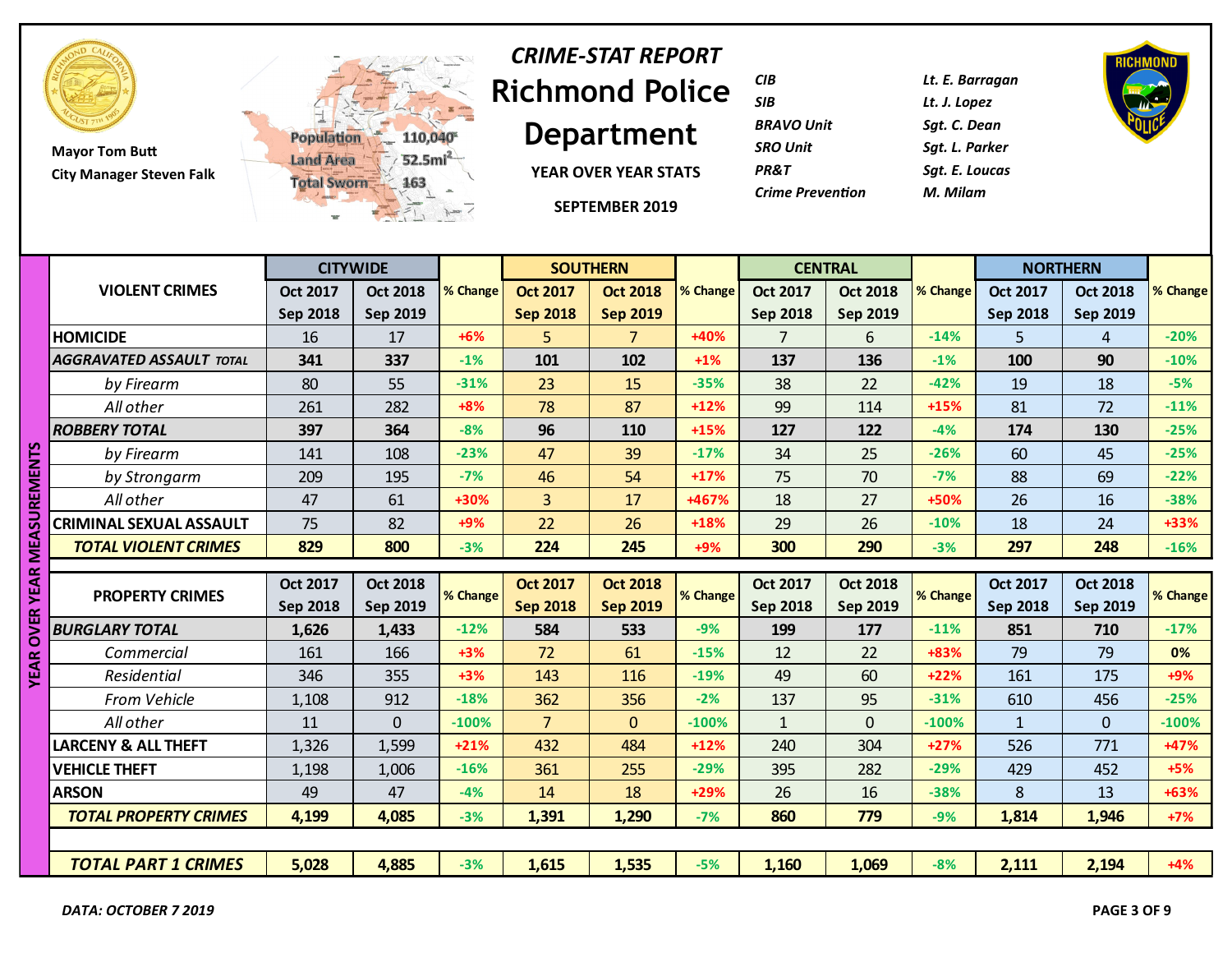# CRIME-STAT REPORT

# Richmond Police Department

## YEAR OVER YEAR STATS

## SEPTEMBER 2019

Mayor Tom Butt
City Manager Steven Falk

Population 110,040
Land Area 52.5mi²
Total Sworn 163

| Unit | Name |
|---|---|
| *CIB* | *Lt. E. Barragan* |
| *SIB* | *Lt. J. Lopez* |
| *BRAVO Unit* | *Sgt. C. Dean* |
| *SRO Unit* | *Sgt. L. Parker* |
| *PR&T* | *Sgt. E. Loucas* |
| *Crime Prevention* | *M. Milam* |

**YEAR OVER YEAR MEASUREMENTS**

| VIOLENT CRIMES | CITYWIDE | | | SOUTHERN | | | CENTRAL | | | NORTHERN | | |
|---|---|---|---|---|---|---|---|---|---|---|---|---|
| | Oct 2017 Sep 2018 | Oct 2018 Sep 2019 | % Change | Oct 2017 Sep 2018 | Oct 2018 Sep 2019 | % Change | Oct 2017 Sep 2018 | Oct 2018 Sep 2019 | % Change | Oct 2017 Sep 2018 | Oct 2018 Sep 2019 | % Change |
| HOMICIDE | 16 | 17 | +6% | 5 | 7 | +40% | 7 | 6 | -14% | 5 | 4 | -20% |
| ***AGGRAVATED ASSAULT TOTAL*** | **341** | **337** | -1% | **101** | **102** | +1% | **137** | **136** | -1% | **100** | **90** | -10% |
| *by Firearm* | 80 | 55 | -31% | 23 | 15 | -35% | 38 | 22 | -42% | 19 | 18 | -5% |
| *All other* | 261 | 282 | +8% | 78 | 87 | +12% | 99 | 114 | +15% | 81 | 72 | -11% |
| ***ROBBERY TOTAL*** | **397** | **364** | -8% | **96** | **110** | +15% | **127** | **122** | -4% | **174** | **130** | -25% |
| *by Firearm* | 141 | 108 | -23% | 47 | 39 | -17% | 34 | 25 | -26% | 60 | 45 | -25% |
| *by Strongarm* | 209 | 195 | -7% | 46 | 54 | +17% | 75 | 70 | -7% | 88 | 69 | -22% |
| *All other* | 47 | 61 | +30% | 3 | 17 | +467% | 18 | 27 | +50% | 26 | 16 | -38% |
| CRIMINAL SEXUAL ASSAULT | 75 | 82 | +9% | 22 | 26 | +18% | 29 | 26 | -10% | 18 | 24 | +33% |
| ***TOTAL VIOLENT CRIMES*** | **829** | **800** | -3% | **224** | **245** | +9% | **300** | **290** | -3% | **297** | **248** | -16% |

| PROPERTY CRIMES | Oct 2017 Sep 2018 | Oct 2018 Sep 2019 | % Change | Oct 2017 Sep 2018 | Oct 2018 Sep 2019 | % Change | Oct 2017 Sep 2018 | Oct 2018 Sep 2019 | % Change | Oct 2017 Sep 2018 | Oct 2018 Sep 2019 | % Change |
|---|---|---|---|---|---|---|---|---|---|---|---|---|
| ***BURGLARY TOTAL*** | **1,626** | **1,433** | -12% | **584** | **533** | -9% | **199** | **177** | -11% | **851** | **710** | -17% |
| *Commercial* | 161 | 166 | +3% | 72 | 61 | -15% | 12 | 22 | +83% | 79 | 79 | 0% |
| *Residential* | 346 | 355 | +3% | 143 | 116 | -19% | 49 | 60 | +22% | 161 | 175 | +9% |
| *From Vehicle* | 1,108 | 912 | -18% | 362 | 356 | -2% | 137 | 95 | -31% | 610 | 456 | -25% |
| *All other* | 11 | 0 | -100% | 7 | 0 | -100% | 1 | 0 | -100% | 1 | 0 | -100% |
| LARCENY & ALL THEFT | 1,326 | 1,599 | +21% | 432 | 484 | +12% | 240 | 304 | +27% | 526 | 771 | +47% |
| VEHICLE THEFT | 1,198 | 1,006 | -16% | 361 | 255 | -29% | 395 | 282 | -29% | 429 | 452 | +5% |
| ARSON | 49 | 47 | -4% | 14 | 18 | +29% | 26 | 16 | -38% | 8 | 13 | +63% |
| ***TOTAL PROPERTY CRIMES*** | **4,199** | **4,085** | -3% | **1,391** | **1,290** | -7% | **860** | **779** | -9% | **1,814** | **1,946** | +7% |
| | | | | | | | | | | | | |
| ***TOTAL PART 1 CRIMES*** | **5,028** | **4,885** | -3% | **1,615** | **1,535** | -5% | **1,160** | **1,069** | -8% | **2,111** | **2,194** | +4% |

***DATA: OCTOBER 7 2019***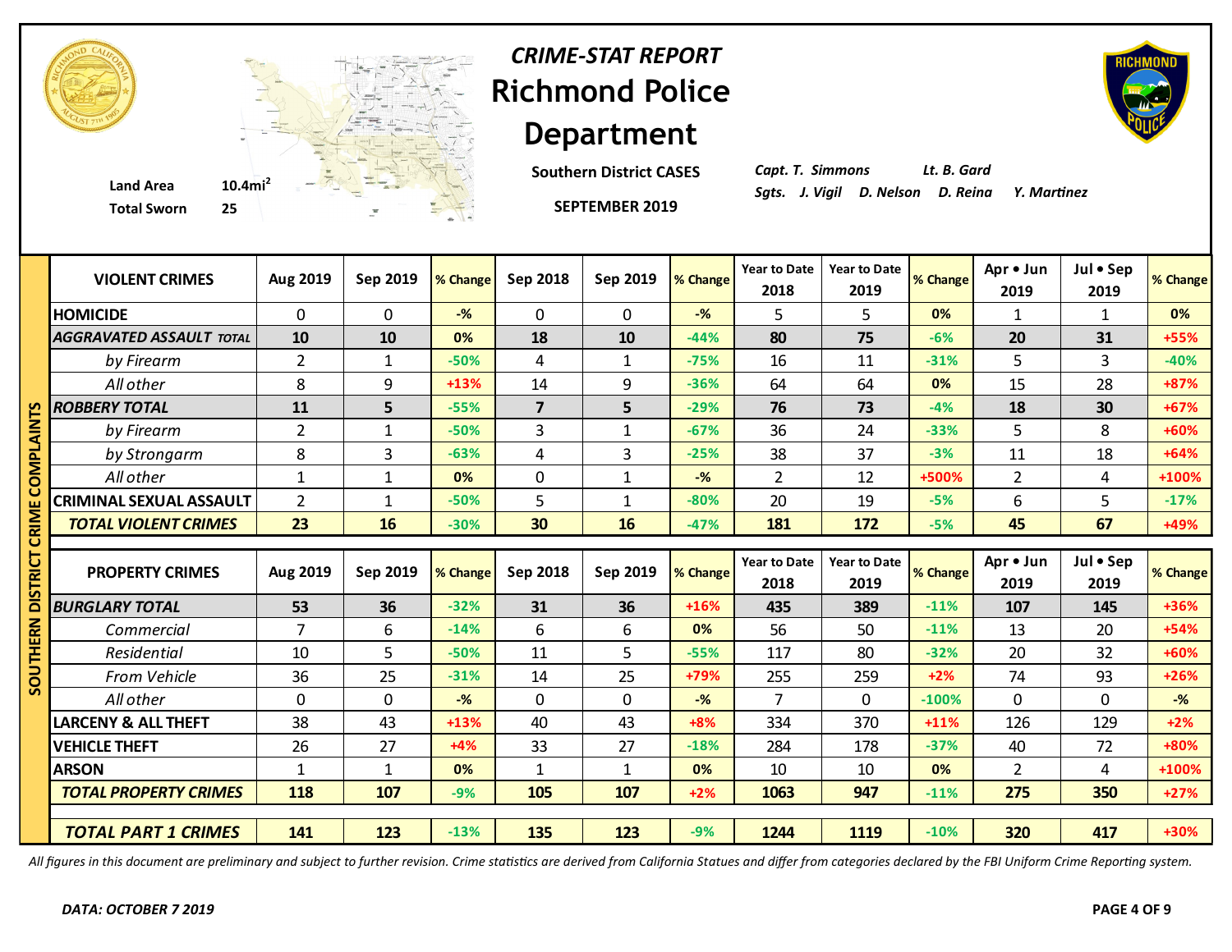# CRIME-STAT REPORT
# Richmond Police Department

Land Area 10.4mi$^2$
Total Sworn 25

**Southern District CASES**

**SEPTEMBER 2019**

*Capt. T. Simmons* *Lt. B. Gard*
*Sgts. J. Vigil D. Nelson D. Reina Y. Martinez*

**SOUTHERN DISTRICT CRIME COMPLAINTS**

| VIOLENT CRIMES | Aug 2019 | Sep 2019 | % Change | Sep 2018 | Sep 2019 | % Change | Year to Date 2018 | Year to Date 2019 | % Change | Apr • Jun 2019 | Jul • Sep 2019 | % Change |
|---|---|---|---|---|---|---|---|---|---|---|---|---|
| HOMICIDE | 0 | 0 | -% | 0 | 0 | -% | 5 | 5 | 0% | 1 | 1 | 0% |
| *AGGRAVATED ASSAULT TOTAL* | 10 | 10 | 0% | 18 | 10 | -44% | 80 | 75 | -6% | 20 | 31 | +55% |
| *by Firearm* | 2 | 1 | -50% | 4 | 1 | -75% | 16 | 11 | -31% | 5 | 3 | -40% |
| *All other* | 8 | 9 | +13% | 14 | 9 | -36% | 64 | 64 | 0% | 15 | 28 | +87% |
| *ROBBERY TOTAL* | 11 | 5 | -55% | 7 | 5 | -29% | 76 | 73 | -4% | 18 | 30 | +67% |
| *by Firearm* | 2 | 1 | -50% | 3 | 1 | -67% | 36 | 24 | -33% | 5 | 8 | +60% |
| *by Strongarm* | 8 | 3 | -63% | 4 | 3 | -25% | 38 | 37 | -3% | 11 | 18 | +64% |
| *All other* | 1 | 1 | 0% | 0 | 1 | -% | 2 | 12 | +500% | 2 | 4 | +100% |
| CRIMINAL SEXUAL ASSAULT | 2 | 1 | -50% | 5 | 1 | -80% | 20 | 19 | -5% | 6 | 5 | -17% |
| *TOTAL VIOLENT CRIMES* | 23 | 16 | -30% | 30 | 16 | -47% | 181 | 172 | -5% | 45 | 67 | +49% |

| PROPERTY CRIMES | Aug 2019 | Sep 2019 | % Change | Sep 2018 | Sep 2019 | % Change | Year to Date 2018 | Year to Date 2019 | % Change | Apr • Jun 2019 | Jul • Sep 2019 | % Change |
|---|---|---|---|---|---|---|---|---|---|---|---|---|
| *BURGLARY TOTAL* | 53 | 36 | -32% | 31 | 36 | +16% | 435 | 389 | -11% | 107 | 145 | +36% |
| *Commercial* | 7 | 6 | -14% | 6 | 6 | 0% | 56 | 50 | -11% | 13 | 20 | +54% |
| *Residential* | 10 | 5 | -50% | 11 | 5 | -55% | 117 | 80 | -32% | 20 | 32 | +60% |
| *From Vehicle* | 36 | 25 | -31% | 14 | 25 | +79% | 255 | 259 | +2% | 74 | 93 | +26% |
| *All other* | 0 | 0 | -% | 0 | 0 | -% | 7 | 0 | -100% | 0 | 0 | -% |
| LARCENY & ALL THEFT | 38 | 43 | +13% | 40 | 43 | +8% | 334 | 370 | +11% | 126 | 129 | +2% |
| VEHICLE THEFT | 26 | 27 | +4% | 33 | 27 | -18% | 284 | 178 | -37% | 40 | 72 | +80% |
| ARSON | 1 | 1 | 0% | 1 | 1 | 0% | 10 | 10 | 0% | 2 | 4 | +100% |
| *TOTAL PROPERTY CRIMES* | 118 | 107 | -9% | 105 | 107 | +2% | 1063 | 947 | -11% | 275 | 350 | +27% |
| *TOTAL PART 1 CRIMES* | 141 | 123 | -13% | 135 | 123 | -9% | 1244 | 1119 | -10% | 320 | 417 | +30% |

*All figures in this document are preliminary and subject to further revision. Crime statistics are derived from California Statues and differ from categories declared by the FBI Uniform Crime Reporting system.*

***DATA: OCTOBER 7 2019***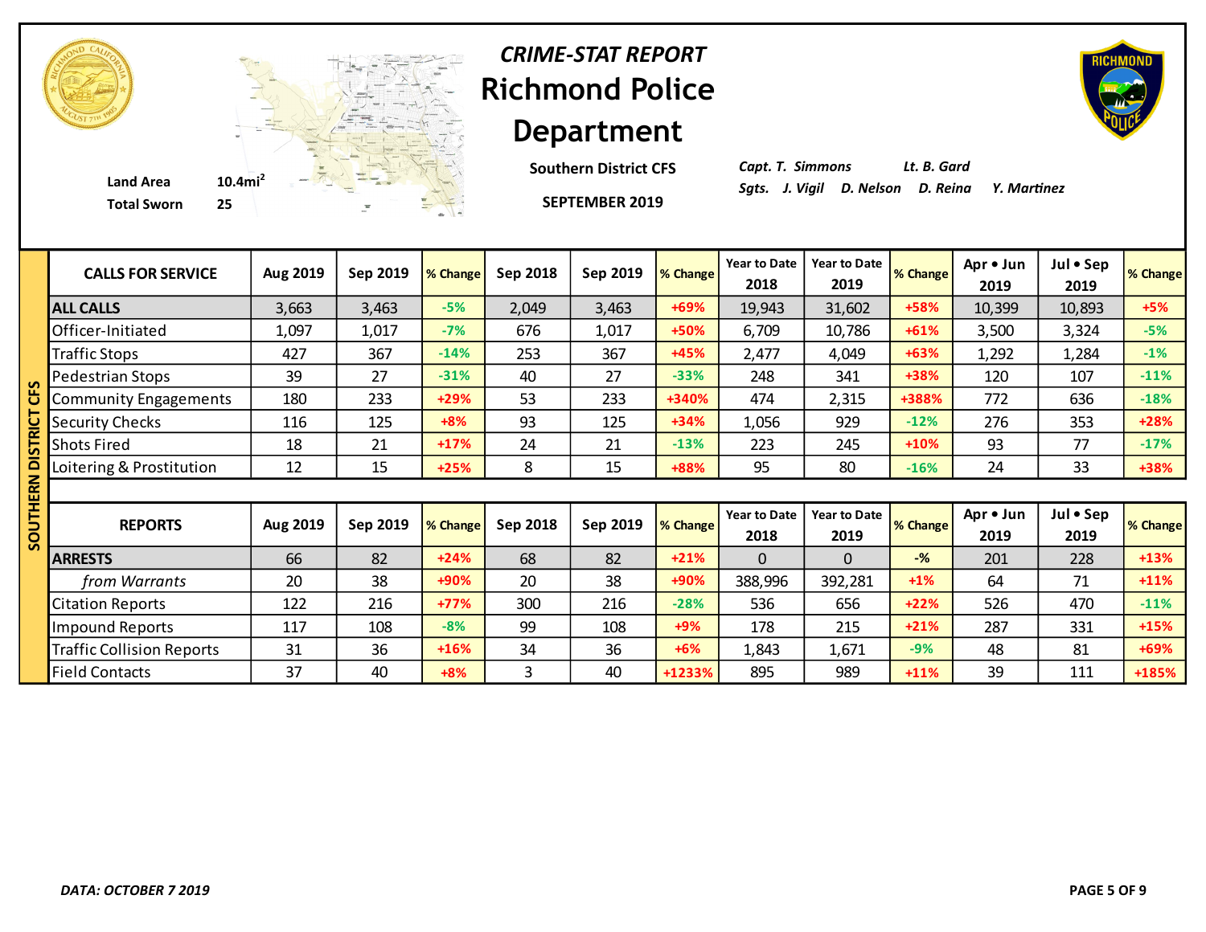*CRIME-STAT REPORT*

# Richmond Police Department

**Southern District CFS**

**SEPTEMBER 2019**

**Land Area** 10.4mi$^2$
**Total Sworn** 25

*Capt. T. Simmons* *Lt. B. Gard*
*Sgts. J. Vigil D. Nelson D. Reina Y. Martinez*

## SOUTHERN DISTRICT CFS

| CALLS FOR SERVICE | Aug 2019 | Sep 2019 | % Change | Sep 2018 | Sep 2019 | % Change | Year to Date 2018 | Year to Date 2019 | % Change | Apr • Jun 2019 | Jul • Sep 2019 | % Change |
|---|---|---|---|---|---|---|---|---|---|---|---|---|
| **ALL CALLS** | 3,663 | 3,463 | -5% | 2,049 | 3,463 | +69% | 19,943 | 31,602 | +58% | 10,399 | 10,893 | +5% |
| Officer-Initiated | 1,097 | 1,017 | -7% | 676 | 1,017 | +50% | 6,709 | 10,786 | +61% | 3,500 | 3,324 | -5% |
| Traffic Stops | 427 | 367 | -14% | 253 | 367 | +45% | 2,477 | 4,049 | +63% | 1,292 | 1,284 | -1% |
| Pedestrian Stops | 39 | 27 | -31% | 40 | 27 | -33% | 248 | 341 | +38% | 120 | 107 | -11% |
| Community Engagements | 180 | 233 | +29% | 53 | 233 | +340% | 474 | 2,315 | +388% | 772 | 636 | -18% |
| Security Checks | 116 | 125 | +8% | 93 | 125 | +34% | 1,056 | 929 | -12% | 276 | 353 | +28% |
| Shots Fired | 18 | 21 | +17% | 24 | 21 | -13% | 223 | 245 | +10% | 93 | 77 | -17% |
| Loitering & Prostitution | 12 | 15 | +25% | 8 | 15 | +88% | 95 | 80 | -16% | 24 | 33 | +38% |

| REPORTS | Aug 2019 | Sep 2019 | % Change | Sep 2018 | Sep 2019 | % Change | Year to Date 2018 | Year to Date 2019 | % Change | Apr • Jun 2019 | Jul • Sep 2019 | % Change |
|---|---|---|---|---|---|---|---|---|---|---|---|---|
| **ARRESTS** | 66 | 82 | +24% | 68 | 82 | +21% | 0 | 0 | -% | 201 | 228 | +13% |
| *from Warrants* | 20 | 38 | +90% | 20 | 38 | +90% | 388,996 | 392,281 | +1% | 64 | 71 | +11% |
| Citation Reports | 122 | 216 | +77% | 300 | 216 | -28% | 536 | 656 | +22% | 526 | 470 | -11% |
| Impound Reports | 117 | 108 | -8% | 99 | 108 | +9% | 178 | 215 | +21% | 287 | 331 | +15% |
| Traffic Collision Reports | 31 | 36 | +16% | 34 | 36 | +6% | 1,843 | 1,671 | -9% | 48 | 81 | +69% |
| Field Contacts | 37 | 40 | +8% | 3 | 40 | +1233% | 895 | 989 | +11% | 39 | 111 | +185% |

*DATA: OCTOBER 7 2019*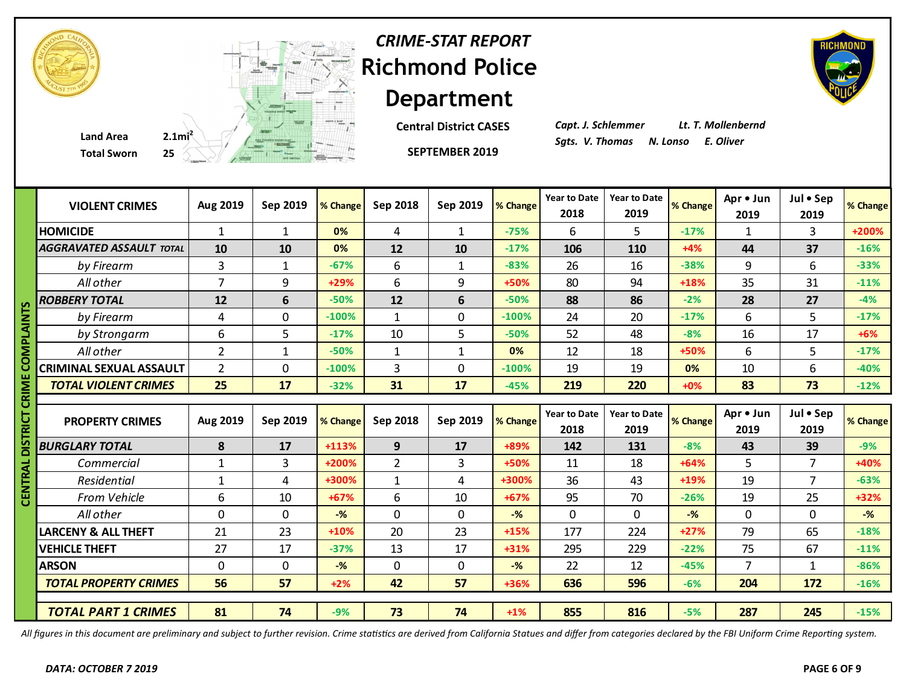# CRIME-STAT REPORT

# Richmond Police Department

**Central District CASES**

**SEPTEMBER 2019**

Land Area 2.1mi$^2$

Total Sworn 25

*Capt. J. Schlemmer* *Lt. T. Mollenbernd*

*Sgts. V. Thomas* *N. Lonso* *E. Oliver*

## CENTRAL DISTRICT CRIME COMPLAINTS

| VIOLENT CRIMES | Aug 2019 | Sep 2019 | % Change | Sep 2018 | Sep 2019 | % Change | Year to Date 2018 | Year to Date 2019 | % Change | Apr • Jun 2019 | Jul • Sep 2019 | % Change |
|---|---|---|---|---|---|---|---|---|---|---|---|---|
| HOMICIDE | 1 | 1 | 0% | 4 | 1 | -75% | 6 | 5 | -17% | 1 | 3 | +200% |
| ***AGGRAVATED ASSAULT TOTAL*** | **10** | **10** | 0% | **12** | **10** | -17% | **106** | **110** | +4% | **44** | **37** | -16% |
| *by Firearm* | 3 | 1 | -67% | 6 | 1 | -83% | 26 | 16 | -38% | 9 | 6 | -33% |
| *All other* | 7 | 9 | +29% | 6 | 9 | +50% | 80 | 94 | +18% | 35 | 31 | -11% |
| ***ROBBERY TOTAL*** | **12** | **6** | -50% | **12** | **6** | -50% | **88** | **86** | -2% | **28** | **27** | -4% |
| *by Firearm* | 4 | 0 | -100% | 1 | 0 | -100% | 24 | 20 | -17% | 6 | 5 | -17% |
| *by Strongarm* | 6 | 5 | -17% | 10 | 5 | -50% | 52 | 48 | -8% | 16 | 17 | +6% |
| *All other* | 2 | 1 | -50% | 1 | 1 | 0% | 12 | 18 | +50% | 6 | 5 | -17% |
| CRIMINAL SEXUAL ASSAULT | 2 | 0 | -100% | 3 | 0 | -100% | 19 | 19 | 0% | 10 | 6 | -40% |
| ***TOTAL VIOLENT CRIMES*** | **25** | **17** | -32% | **31** | **17** | -45% | **219** | **220** | +0% | **83** | **73** | -12% |

| PROPERTY CRIMES | Aug 2019 | Sep 2019 | % Change | Sep 2018 | Sep 2019 | % Change | Year to Date 2018 | Year to Date 2019 | % Change | Apr • Jun 2019 | Jul • Sep 2019 | % Change |
|---|---|---|---|---|---|---|---|---|---|---|---|---|
| ***BURGLARY TOTAL*** | **8** | **17** | +113% | **9** | **17** | +89% | **142** | **131** | -8% | **43** | **39** | -9% |
| *Commercial* | 1 | 3 | +200% | 2 | 3 | +50% | 11 | 18 | +64% | 5 | 7 | +40% |
| *Residential* | 1 | 4 | +300% | 1 | 4 | +300% | 36 | 43 | +19% | 19 | 7 | -63% |
| *From Vehicle* | 6 | 10 | +67% | 6 | 10 | +67% | 95 | 70 | -26% | 19 | 25 | +32% |
| *All other* | 0 | 0 | -% | 0 | 0 | -% | 0 | 0 | -% | 0 | 0 | -% |
| LARCENY & ALL THEFT | 21 | 23 | +10% | 20 | 23 | +15% | 177 | 224 | +27% | 79 | 65 | -18% |
| VEHICLE THEFT | 27 | 17 | -37% | 13 | 17 | +31% | 295 | 229 | -22% | 75 | 67 | -11% |
| ARSON | 0 | 0 | -% | 0 | 0 | -% | 22 | 12 | -45% | 7 | 1 | -86% |
| ***TOTAL PROPERTY CRIMES*** | **56** | **57** | +2% | **42** | **57** | +36% | **636** | **596** | -6% | **204** | **172** | -16% |
| ***TOTAL PART 1 CRIMES*** | **81** | **74** | -9% | **73** | **74** | +1% | **855** | **816** | -5% | **287** | **245** | -15% |

*All figures in this document are preliminary and subject to further revision. Crime statistics are derived from California Statues and differ from categories declared by the FBI Uniform Crime Reporting system.*

***DATA: OCTOBER 7 2019***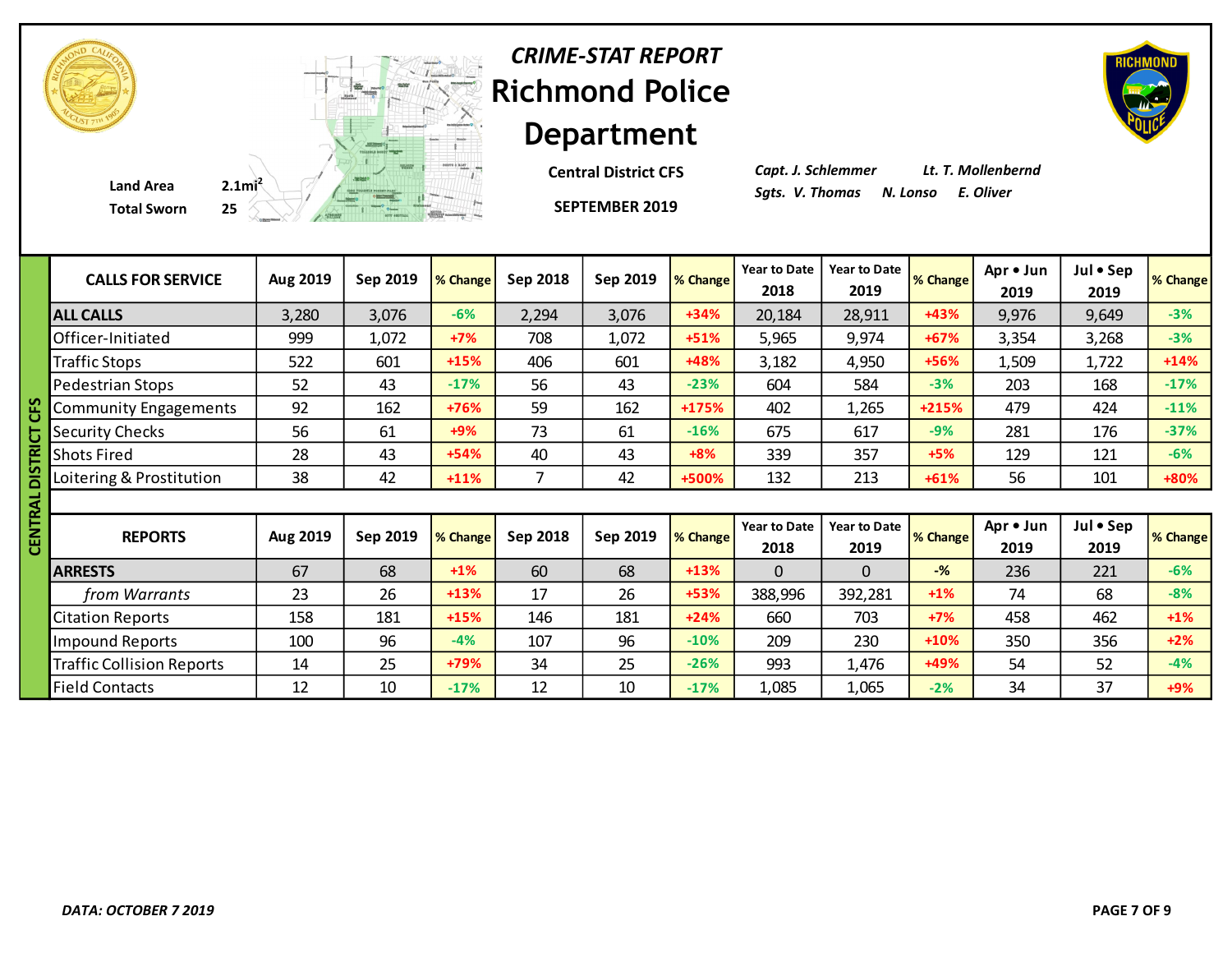# *CRIME-STAT REPORT*

# Richmond Police Department

Land Area 2.1mi$^2$
Total Sworn 25

**Central District CFS**

**SEPTEMBER 2019**

*Capt. J. Schlemmer* *Lt. T. Mollenbernd*
*Sgts. V. Thomas* *N. Lonso* *E. Oliver*

**CENTRAL DISTRICT CFS**

| CALLS FOR SERVICE | Aug 2019 | Sep 2019 | % Change | Sep 2018 | Sep 2019 | % Change | Year to Date 2018 | Year to Date 2019 | % Change | Apr • Jun 2019 | Jul • Sep 2019 | % Change |
|---|---|---|---|---|---|---|---|---|---|---|---|---|
| **ALL CALLS** | 3,280 | 3,076 | -6% | 2,294 | 3,076 | +34% | 20,184 | 28,911 | +43% | 9,976 | 9,649 | -3% |
| Officer-Initiated | 999 | 1,072 | +7% | 708 | 1,072 | +51% | 5,965 | 9,974 | +67% | 3,354 | 3,268 | -3% |
| Traffic Stops | 522 | 601 | +15% | 406 | 601 | +48% | 3,182 | 4,950 | +56% | 1,509 | 1,722 | +14% |
| Pedestrian Stops | 52 | 43 | -17% | 56 | 43 | -23% | 604 | 584 | -3% | 203 | 168 | -17% |
| Community Engagements | 92 | 162 | +76% | 59 | 162 | +175% | 402 | 1,265 | +215% | 479 | 424 | -11% |
| Security Checks | 56 | 61 | +9% | 73 | 61 | -16% | 675 | 617 | -9% | 281 | 176 | -37% |
| Shots Fired | 28 | 43 | +54% | 40 | 43 | +8% | 339 | 357 | +5% | 129 | 121 | -6% |
| Loitering & Prostitution | 38 | 42 | +11% | 7 | 42 | +500% | 132 | 213 | +61% | 56 | 101 | +80% |

| REPORTS | Aug 2019 | Sep 2019 | % Change | Sep 2018 | Sep 2019 | % Change | Year to Date 2018 | Year to Date 2019 | % Change | Apr • Jun 2019 | Jul • Sep 2019 | % Change |
|---|---|---|---|---|---|---|---|---|---|---|---|---|
| **ARRESTS** | 67 | 68 | +1% | 60 | 68 | +13% | 0 | 0 | -% | 236 | 221 | -6% |
| *from Warrants* | 23 | 26 | +13% | 17 | 26 | +53% | 388,996 | 392,281 | +1% | 74 | 68 | -8% |
| Citation Reports | 158 | 181 | +15% | 146 | 181 | +24% | 660 | 703 | +7% | 458 | 462 | +1% |
| Impound Reports | 100 | 96 | -4% | 107 | 96 | -10% | 209 | 230 | +10% | 350 | 356 | +2% |
| Traffic Collision Reports | 14 | 25 | +79% | 34 | 25 | -26% | 993 | 1,476 | +49% | 54 | 52 | -4% |
| Field Contacts | 12 | 10 | -17% | 12 | 10 | -17% | 1,085 | 1,065 | -2% | 34 | 37 | +9% |

*DATA: OCTOBER 7 2019*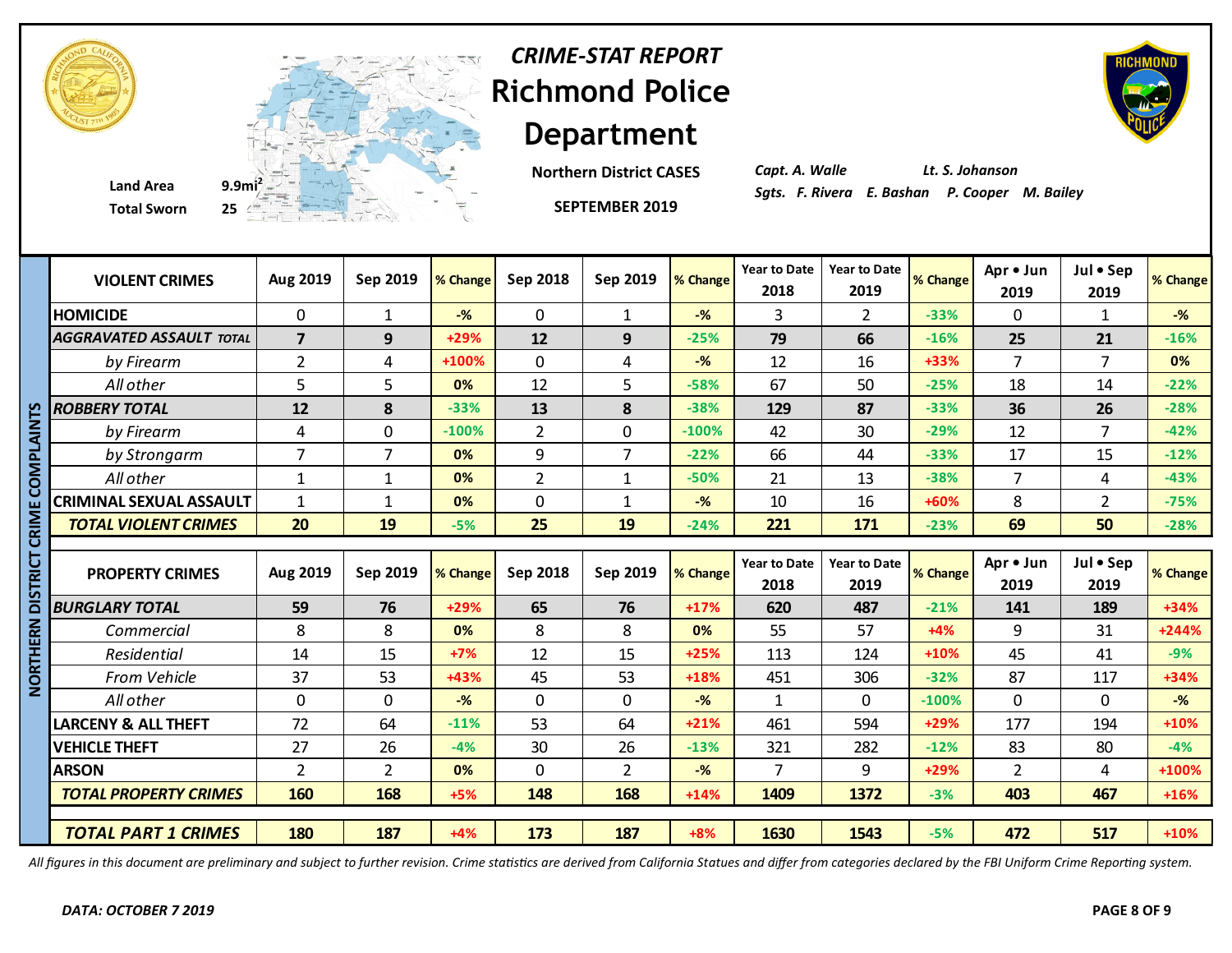# CRIME-STAT REPORT

# Richmond Police Department

**Northern District CASES**

**SEPTEMBER 2019**

Land Area 9.9mi[2]

Total Sworn 25

*Capt. A. Walle* *Lt. S. Johanson*

*Sgts. F. Rivera E. Bashan P. Cooper M. Bailey*

**NORTHERN DISTRICT CRIME COMPLAINTS**

| VIOLENT CRIMES | Aug 2019 | Sep 2019 | % Change | Sep 2018 | Sep 2019 | % Change | Year to Date 2018 | Year to Date 2019 | % Change | Apr • Jun 2019 | Jul • Sep 2019 | % Change |
|---|---|---|---|---|---|---|---|---|---|---|---|---|
| HOMICIDE | 0 | 1 | -% | 0 | 1 | -% | 3 | 2 | -33% | 0 | 1 | -% |
| *AGGRAVATED ASSAULT TOTAL* | **7** | **9** | +29% | **12** | **9** | -25% | **79** | **66** | -16% | **25** | **21** | -16% |
| *by Firearm* | 2 | 4 | +100% | 0 | 4 | -% | 12 | 16 | +33% | 7 | 7 | 0% |
| *All other* | 5 | 5 | 0% | 12 | 5 | -58% | 67 | 50 | -25% | 18 | 14 | -22% |
| *ROBBERY TOTAL* | **12** | **8** | -33% | **13** | **8** | -38% | **129** | **87** | -33% | **36** | **26** | -28% |
| *by Firearm* | 4 | 0 | -100% | 2 | 0 | -100% | 42 | 30 | -29% | 12 | 7 | -42% |
| *by Strongarm* | 7 | 7 | 0% | 9 | 7 | -22% | 66 | 44 | -33% | 17 | 15 | -12% |
| *All other* | 1 | 1 | 0% | 2 | 1 | -50% | 21 | 13 | -38% | 7 | 4 | -43% |
| CRIMINAL SEXUAL ASSAULT | 1 | 1 | 0% | 0 | 1 | -% | 10 | 16 | +60% | 8 | 2 | -75% |
| ***TOTAL VIOLENT CRIMES*** | **20** | **19** | -5% | **25** | **19** | -24% | **221** | **171** | -23% | **69** | **50** | -28% |

| PROPERTY CRIMES | Aug 2019 | Sep 2019 | % Change | Sep 2018 | Sep 2019 | % Change | Year to Date 2018 | Year to Date 2019 | % Change | Apr • Jun 2019 | Jul • Sep 2019 | % Change |
|---|---|---|---|---|---|---|---|---|---|---|---|---|
| *BURGLARY TOTAL* | **59** | **76** | +29% | **65** | **76** | +17% | **620** | **487** | -21% | **141** | **189** | +34% |
| *Commercial* | 8 | 8 | 0% | 8 | 8 | 0% | 55 | 57 | +4% | 9 | 31 | +244% |
| *Residential* | 14 | 15 | +7% | 12 | 15 | +25% | 113 | 124 | +10% | 45 | 41 | -9% |
| *From Vehicle* | 37 | 53 | +43% | 45 | 53 | +18% | 451 | 306 | -32% | 87 | 117 | +34% |
| *All other* | 0 | 0 | -% | 0 | 0 | -% | 1 | 0 | -100% | 0 | 0 | -% |
| LARCENY & ALL THEFT | 72 | 64 | -11% | 53 | 64 | +21% | 461 | 594 | +29% | 177 | 194 | +10% |
| VEHICLE THEFT | 27 | 26 | -4% | 30 | 26 | -13% | 321 | 282 | -12% | 83 | 80 | -4% |
| ARSON | 2 | 2 | 0% | 0 | 2 | -% | 7 | 9 | +29% | 2 | 4 | +100% |
| ***TOTAL PROPERTY CRIMES*** | **160** | **168** | +5% | **148** | **168** | +14% | **1409** | **1372** | -3% | **403** | **467** | +16% |
| ***TOTAL PART 1 CRIMES*** | **180** | **187** | +4% | **173** | **187** | +8% | **1630** | **1543** | -5% | **472** | **517** | +10% |

*All figures in this document are preliminary and subject to further revision. Crime statistics are derived from California Statues and differ from categories declared by the FBI Uniform Crime Reporting system.*

***DATA: OCTOBER 7 2019***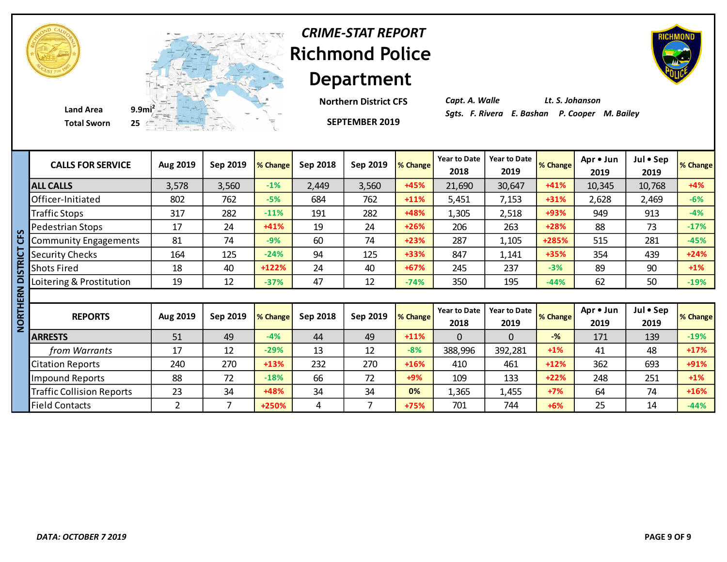# *CRIME-STAT REPORT*

# Richmond Police Department

**Northern District CFS**

**SEPTEMBER 2019**

**Land Area** 9.9mi²

**Total Sworn** 25

*Capt. A. Walle* *Lt. S. Johanson*

*Sgts. F. Rivera E. Bashan P. Cooper M. Bailey*

## NORTHERN DISTRICT CFS

| CALLS FOR SERVICE | Aug 2019 | Sep 2019 | % Change | Sep 2018 | Sep 2019 | % Change | Year to Date 2018 | Year to Date 2019 | % Change | Apr • Jun 2019 | Jul • Sep 2019 | % Change |
|---|---|---|---|---|---|---|---|---|---|---|---|---|
| **ALL CALLS** | 3,578 | 3,560 | -1% | 2,449 | 3,560 | +45% | 21,690 | 30,647 | +41% | 10,345 | 10,768 | +4% |
| Officer-Initiated | 802 | 762 | -5% | 684 | 762 | +11% | 5,451 | 7,153 | +31% | 2,628 | 2,469 | -6% |
| Traffic Stops | 317 | 282 | -11% | 191 | 282 | +48% | 1,305 | 2,518 | +93% | 949 | 913 | -4% |
| Pedestrian Stops | 17 | 24 | +41% | 19 | 24 | +26% | 206 | 263 | +28% | 88 | 73 | -17% |
| Community Engagements | 81 | 74 | -9% | 60 | 74 | +23% | 287 | 1,105 | +285% | 515 | 281 | -45% |
| Security Checks | 164 | 125 | -24% | 94 | 125 | +33% | 847 | 1,141 | +35% | 354 | 439 | +24% |
| Shots Fired | 18 | 40 | +122% | 24 | 40 | +67% | 245 | 237 | -3% | 89 | 90 | +1% |
| Loitering & Prostitution | 19 | 12 | -37% | 47 | 12 | -74% | 350 | 195 | -44% | 62 | 50 | -19% |

| REPORTS | Aug 2019 | Sep 2019 | % Change | Sep 2018 | Sep 2019 | % Change | Year to Date 2018 | Year to Date 2019 | % Change | Apr • Jun 2019 | Jul • Sep 2019 | % Change |
|---|---|---|---|---|---|---|---|---|---|---|---|---|
| **ARRESTS** | 51 | 49 | -4% | 44 | 49 | +11% | 0 | 0 | -% | 171 | 139 | -19% |
| *from Warrants* | 17 | 12 | -29% | 13 | 12 | -8% | 388,996 | 392,281 | +1% | 41 | 48 | +17% |
| Citation Reports | 240 | 270 | +13% | 232 | 270 | +16% | 410 | 461 | +12% | 362 | 693 | +91% |
| Impound Reports | 88 | 72 | -18% | 66 | 72 | +9% | 109 | 133 | +22% | 248 | 251 | +1% |
| Traffic Collision Reports | 23 | 34 | +48% | 34 | 34 | 0% | 1,365 | 1,455 | +7% | 64 | 74 | +16% |
| Field Contacts | 2 | 7 | +250% | 4 | 7 | +75% | 701 | 744 | +6% | 25 | 14 | -44% |

*DATA: OCTOBER 7 2019*